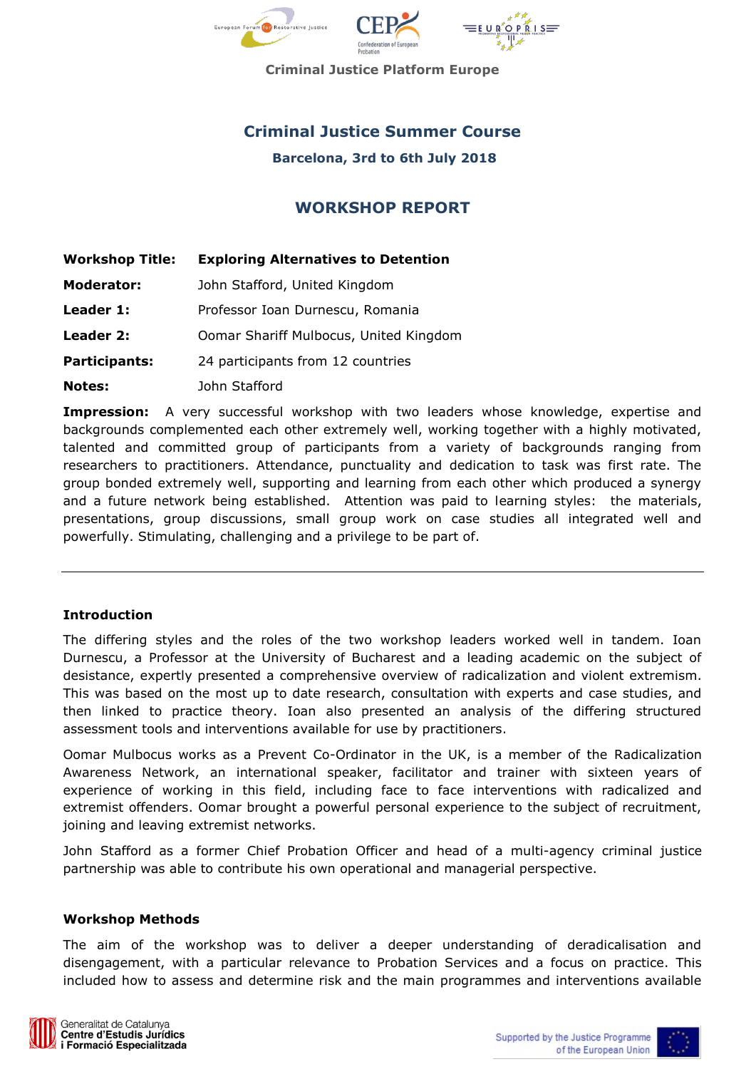Criminal Justice Platform Europe

# Criminal Justice Summer Course

**Barcelona, 3rd to 6th July 2018**

## WORKSHOP REPORT

| | |
|---|---|
| **Workshop Title:** | **Exploring Alternatives to Detention** |
| **Moderator:** | John Stafford, United Kingdom |
| **Leader 1:** | Professor Ioan Durnescu, Romania |
| **Leader 2:** | Oomar Shariff Mulbocus, United Kingdom |
| **Participants:** | 24 participants from 12 countries |
| **Notes:** | John Stafford |

**Impression:** A very successful workshop with two leaders whose knowledge, expertise and backgrounds complemented each other extremely well, working together with a highly motivated, talented and committed group of participants from a variety of backgrounds ranging from researchers to practitioners. Attendance, punctuality and dedication to task was first rate. The group bonded extremely well, supporting and learning from each other which produced a synergy and a future network being established. Attention was paid to learning styles: the materials, presentations, group discussions, small group work on case studies all integrated well and powerfully. Stimulating, challenging and a privilege to be part of.

---

### Introduction

The differing styles and the roles of the two workshop leaders worked well in tandem. Ioan Durnescu, a Professor at the University of Bucharest and a leading academic on the subject of desistance, expertly presented a comprehensive overview of radicalization and violent extremism. This was based on the most up to date research, consultation with experts and case studies, and then linked to practice theory. Ioan also presented an analysis of the differing structured assessment tools and interventions available for use by practitioners.

Oomar Mulbocus works as a Prevent Co-Ordinator in the UK, is a member of the Radicalization Awareness Network, an international speaker, facilitator and trainer with sixteen years of experience of working in this field, including face to face interventions with radicalized and extremist offenders. Oomar brought a powerful personal experience to the subject of recruitment, joining and leaving extremist networks.

John Stafford as a former Chief Probation Officer and head of a multi-agency criminal justice partnership was able to contribute his own operational and managerial perspective.

### Workshop Methods

The aim of the workshop was to deliver a deeper understanding of deradicalisation and disengagement, with a particular relevance to Probation Services and a focus on practice. This included how to assess and determine risk and the main programmes and interventions available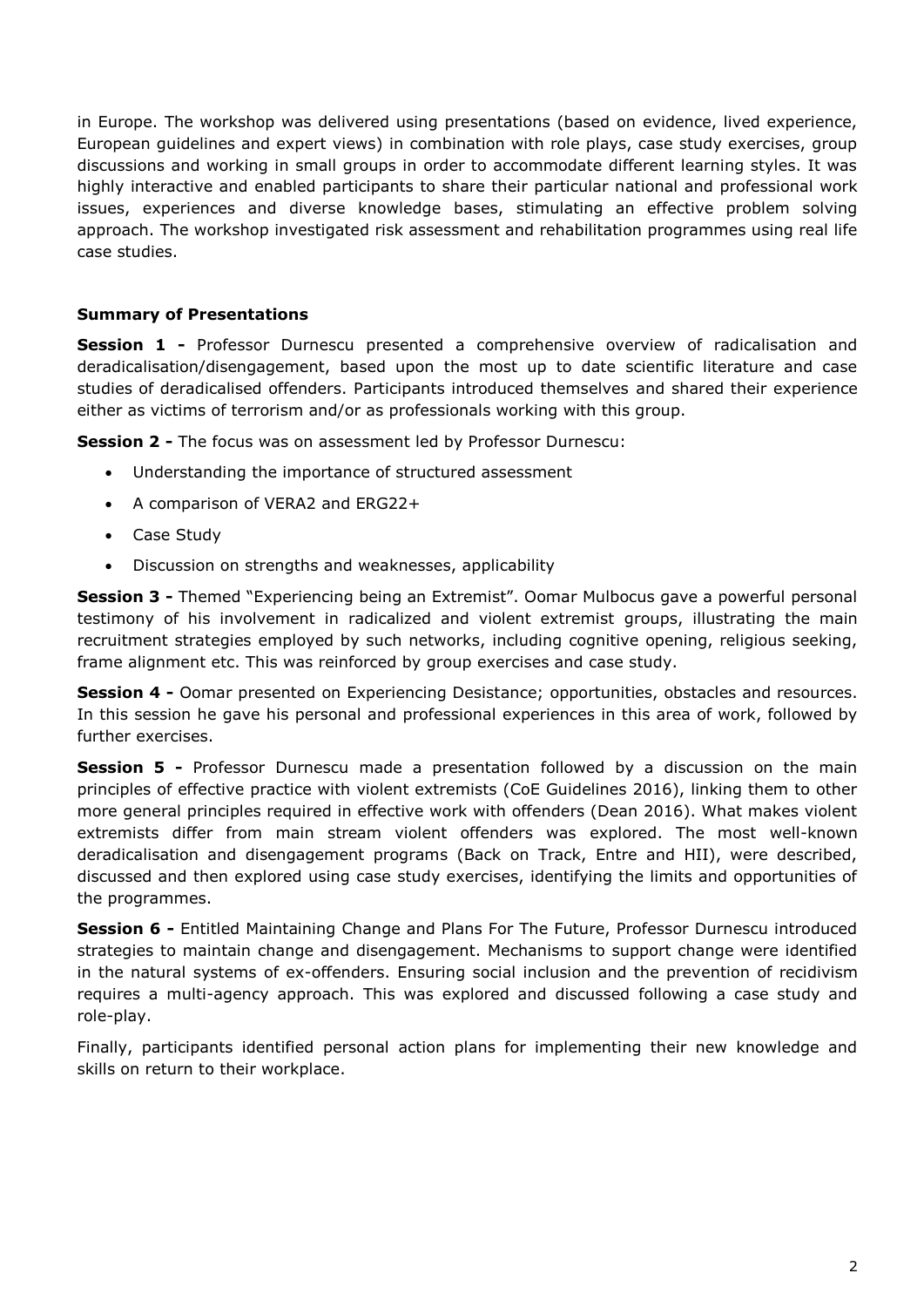in Europe. The workshop was delivered using presentations (based on evidence, lived experience, European guidelines and expert views) in combination with role plays, case study exercises, group discussions and working in small groups in order to accommodate different learning styles. It was highly interactive and enabled participants to share their particular national and professional work issues, experiences and diverse knowledge bases, stimulating an effective problem solving approach. The workshop investigated risk assessment and rehabilitation programmes using real life case studies.

**Summary of Presentations**

**Session 1 -** Professor Durnescu presented a comprehensive overview of radicalisation and deradicalisation/disengagement, based upon the most up to date scientific literature and case studies of deradicalised offenders. Participants introduced themselves and shared their experience either as victims of terrorism and/or as professionals working with this group.

**Session 2 -** The focus was on assessment led by Professor Durnescu:

- Understanding the importance of structured assessment
- A comparison of VERA2 and ERG22+
- Case Study
- Discussion on strengths and weaknesses, applicability

**Session 3 -** Themed "Experiencing being an Extremist". Oomar Mulbocus gave a powerful personal testimony of his involvement in radicalized and violent extremist groups, illustrating the main recruitment strategies employed by such networks, including cognitive opening, religious seeking, frame alignment etc. This was reinforced by group exercises and case study.

**Session 4 -** Oomar presented on Experiencing Desistance; opportunities, obstacles and resources. In this session he gave his personal and professional experiences in this area of work, followed by further exercises.

**Session 5 -** Professor Durnescu made a presentation followed by a discussion on the main principles of effective practice with violent extremists (CoE Guidelines 2016), linking them to other more general principles required in effective work with offenders (Dean 2016). What makes violent extremists differ from main stream violent offenders was explored. The most well-known deradicalisation and disengagement programs (Back on Track, Entre and HII), were described, discussed and then explored using case study exercises, identifying the limits and opportunities of the programmes.

**Session 6 -** Entitled Maintaining Change and Plans For The Future, Professor Durnescu introduced strategies to maintain change and disengagement. Mechanisms to support change were identified in the natural systems of ex-offenders. Ensuring social inclusion and the prevention of recidivism requires a multi-agency approach. This was explored and discussed following a case study and role-play.

Finally, participants identified personal action plans for implementing their new knowledge and skills on return to their workplace.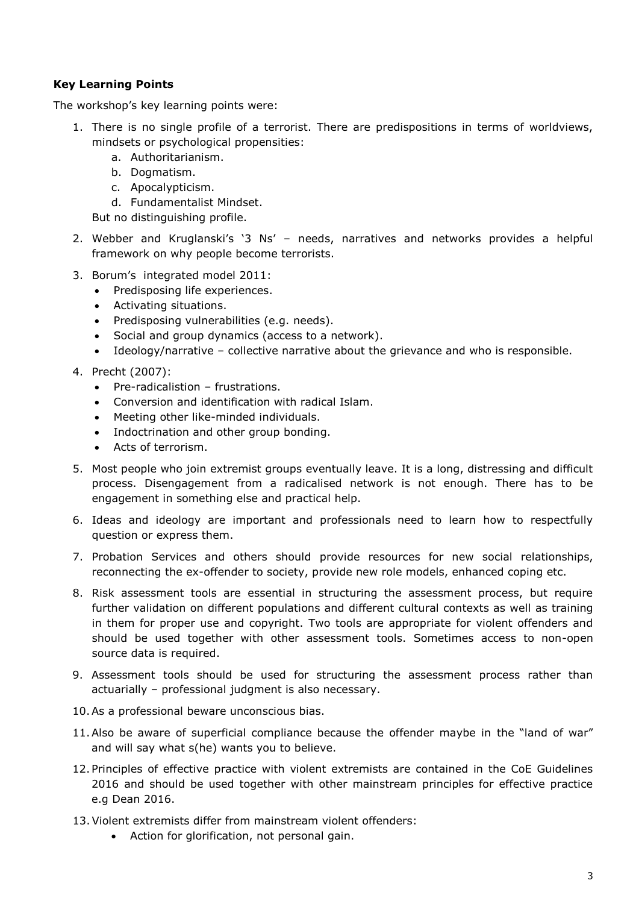**Key Learning Points**

The workshop's key learning points were:

1. There is no single profile of a terrorist. There are predispositions in terms of worldviews, mindsets or psychological propensities:
   a. Authoritarianism.
   b. Dogmatism.
   c. Apocalypticism.
   d. Fundamentalist Mindset.

   But no distinguishing profile.

2. Webber and Kruglanski's '3 Ns' – needs, narratives and networks provides a helpful framework on why people become terrorists.

3. Borum's integrated model 2011:
   - Predisposing life experiences.
   - Activating situations.
   - Predisposing vulnerabilities (e.g. needs).
   - Social and group dynamics (access to a network).
   - Ideology/narrative – collective narrative about the grievance and who is responsible.

4. Precht (2007):
   - Pre-radicalistion – frustrations.
   - Conversion and identification with radical Islam.
   - Meeting other like-minded individuals.
   - Indoctrination and other group bonding.
   - Acts of terrorism.

5. Most people who join extremist groups eventually leave. It is a long, distressing and difficult process. Disengagement from a radicalised network is not enough. There has to be engagement in something else and practical help.

6. Ideas and ideology are important and professionals need to learn how to respectfully question or express them.

7. Probation Services and others should provide resources for new social relationships, reconnecting the ex-offender to society, provide new role models, enhanced coping etc.

8. Risk assessment tools are essential in structuring the assessment process, but require further validation on different populations and different cultural contexts as well as training in them for proper use and copyright. Two tools are appropriate for violent offenders and should be used together with other assessment tools. Sometimes access to non-open source data is required.

9. Assessment tools should be used for structuring the assessment process rather than actuarially – professional judgment is also necessary.

10. As a professional beware unconscious bias.

11. Also be aware of superficial compliance because the offender maybe in the "land of war" and will say what s(he) wants you to believe.

12. Principles of effective practice with violent extremists are contained in the CoE Guidelines 2016 and should be used together with other mainstream principles for effective practice e.g Dean 2016.

13. Violent extremists differ from mainstream violent offenders:
    - Action for glorification, not personal gain.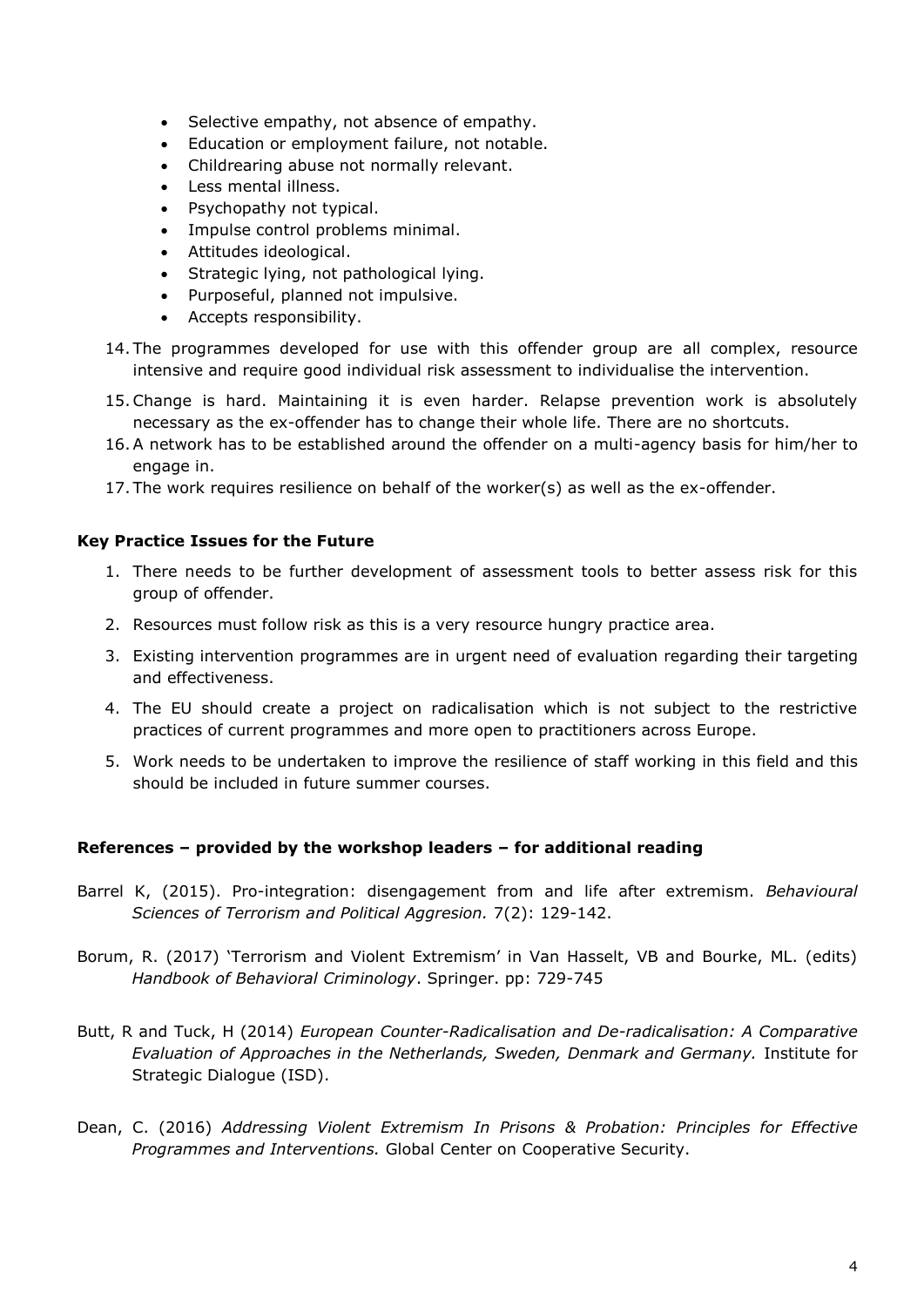- Selective empathy, not absence of empathy.
- Education or employment failure, not notable.
- Childrearing abuse not normally relevant.
- Less mental illness.
- Psychopathy not typical.
- Impulse control problems minimal.
- Attitudes ideological.
- Strategic lying, not pathological lying.
- Purposeful, planned not impulsive.
- Accepts responsibility.

14. The programmes developed for use with this offender group are all complex, resource intensive and require good individual risk assessment to individualise the intervention.
15. Change is hard. Maintaining it is even harder. Relapse prevention work is absolutely necessary as the ex-offender has to change their whole life. There are no shortcuts.
16. A network has to be established around the offender on a multi-agency basis for him/her to engage in.
17. The work requires resilience on behalf of the worker(s) as well as the ex-offender.

**Key Practice Issues for the Future**

1. There needs to be further development of assessment tools to better assess risk for this group of offender.
2. Resources must follow risk as this is a very resource hungry practice area.
3. Existing intervention programmes are in urgent need of evaluation regarding their targeting and effectiveness.
4. The EU should create a project on radicalisation which is not subject to the restrictive practices of current programmes and more open to practitioners across Europe.
5. Work needs to be undertaken to improve the resilience of staff working in this field and this should be included in future summer courses.

**References – provided by the workshop leaders – for additional reading**

Barrel K, (2015). Pro-integration: disengagement from and life after extremism. *Behavioural Sciences of Terrorism and Political Aggresion.* 7(2): 129-142.

Borum, R. (2017) 'Terrorism and Violent Extremism' in Van Hasselt, VB and Bourke, ML. (edits) *Handbook of Behavioral Criminology*. Springer. pp: 729-745

Butt, R and Tuck, H (2014) *European Counter-Radicalisation and De-radicalisation: A Comparative Evaluation of Approaches in the Netherlands, Sweden, Denmark and Germany.* Institute for Strategic Dialogue (ISD).

Dean, C. (2016) *Addressing Violent Extremism In Prisons & Probation: Principles for Effective Programmes and Interventions.* Global Center on Cooperative Security.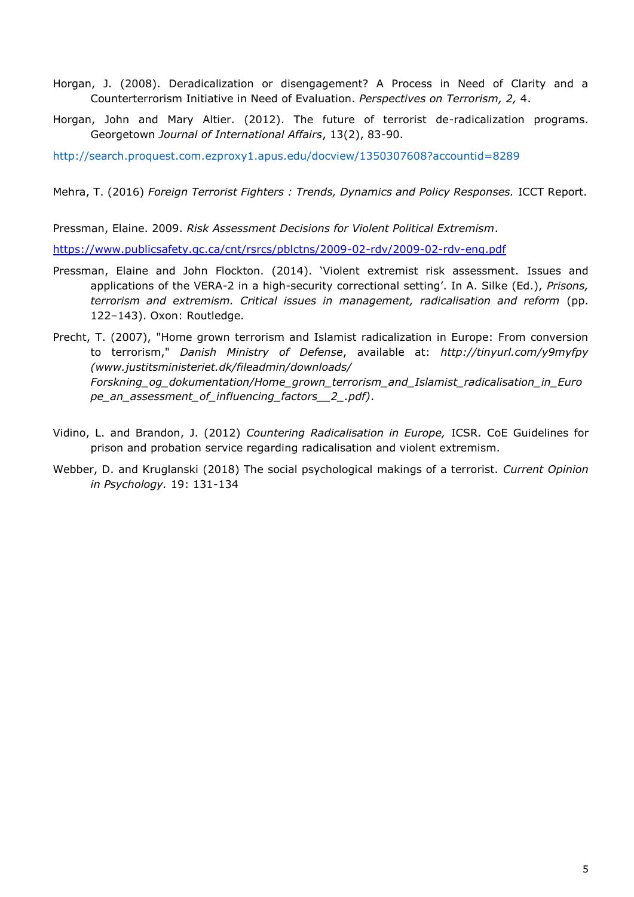Horgan, J. (2008). Deradicalization or disengagement? A Process in Need of Clarity and a Counterterrorism Initiative in Need of Evaluation. *Perspectives on Terrorism, 2,* 4.

Horgan, John and Mary Altier. (2012). The future of terrorist de-radicalization programs. Georgetown *Journal of International Affairs*, 13(2), 83-90.

http://search.proquest.com.ezproxy1.apus.edu/docview/1350307608?accountid=8289

Mehra, T. (2016) *Foreign Terrorist Fighters : Trends, Dynamics and Policy Responses.* ICCT Report.

Pressman, Elaine. 2009. *Risk Assessment Decisions for Violent Political Extremism*.

https://www.publicsafety.gc.ca/cnt/rsrcs/pblctns/2009-02-rdv/2009-02-rdv-eng.pdf

Pressman, Elaine and John Flockton. (2014). 'Violent extremist risk assessment. Issues and applications of the VERA-2 in a high-security correctional setting'. In A. Silke (Ed.), *Prisons, terrorism and extremism. Critical issues in management, radicalisation and reform* (pp. 122–143). Oxon: Routledge.

Precht, T. (2007), "Home grown terrorism and Islamist radicalization in Europe: From conversion to terrorism," *Danish Ministry of Defense*, available at: *http://tinyurl.com/y9myfpy (www.justitsministeriet.dk/fileadmin/downloads/ Forskning_og_dokumentation/Home_grown_terrorism_and_Islamist_radicalisation_in_Europe_an_assessment_of_influencing_factors__2_.pdf)*.

Vidino, L. and Brandon, J. (2012) *Countering Radicalisation in Europe,* ICSR. CoE Guidelines for prison and probation service regarding radicalisation and violent extremism.

Webber, D. and Kruglanski (2018) The social psychological makings of a terrorist. *Current Opinion in Psychology.* 19: 131-134